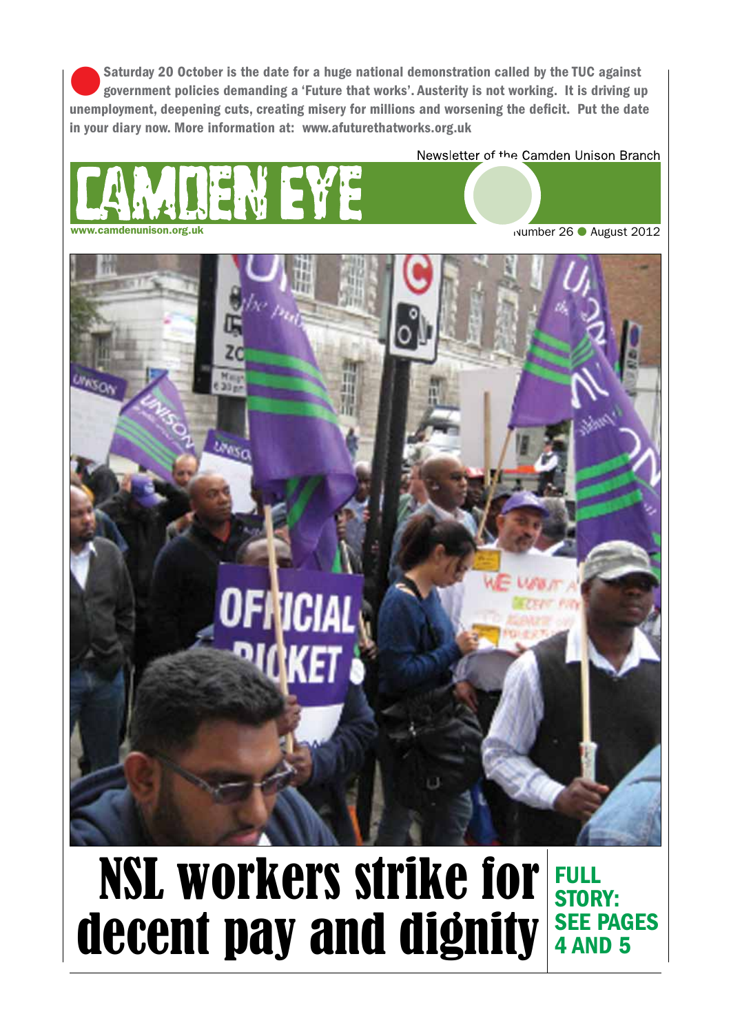**Saturday 20 October is the date for a huge national demonstration called by the TUC against government policies demanding a 'Future that works'. Austerity is not working. It is driving up unemployment, deepening cuts, creating misery for millions and worsening the deficit. Put the date in your diary now. More information at: www.afuturethatworks.org.uk**

Newsletter of the Camden Unison Branch

# CAMDEN EYE

**www.camdenunison.org.uk**

Number 26 ● August 2012

# NSL workers strike for decent pay and dignity

**FULL STORY: SEE PAGES 4 AND 5**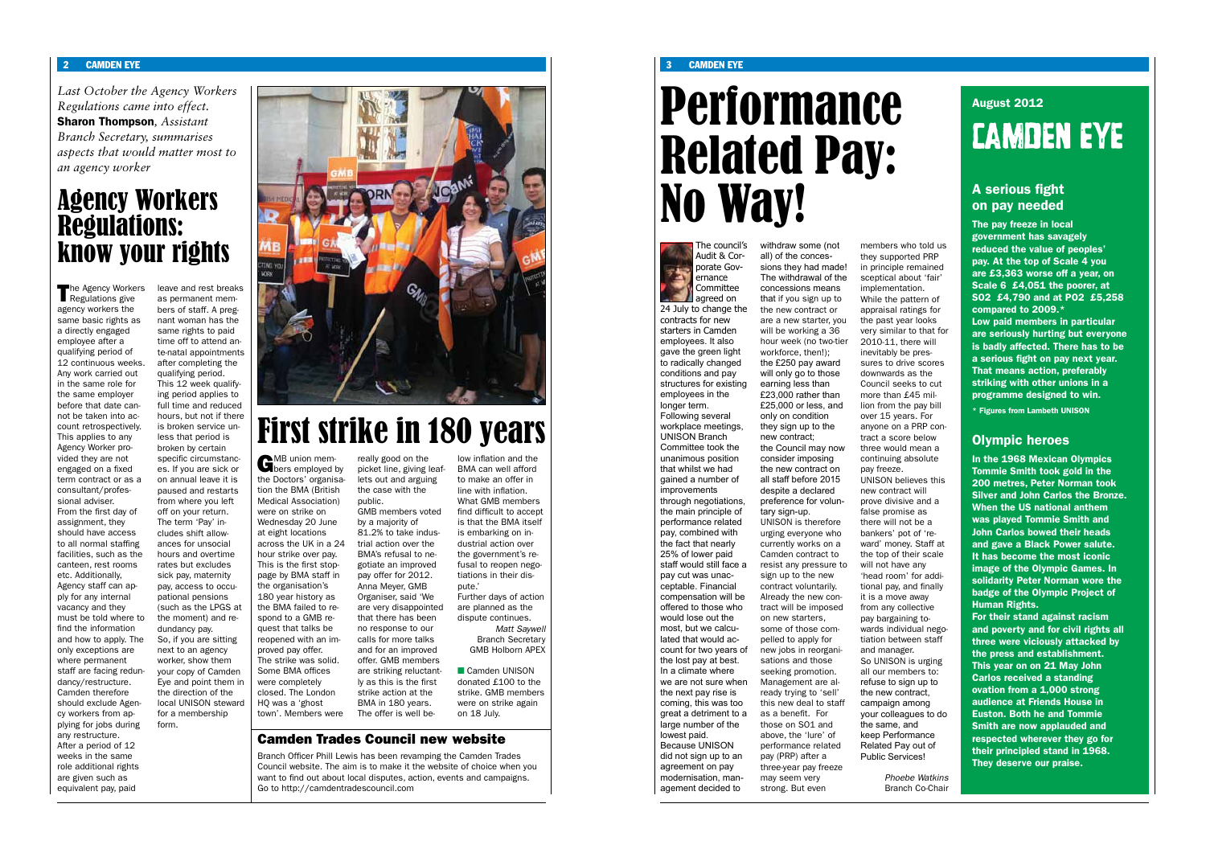*Last October the Agency Workers Regulations came into effect.* **Sharon Thompson**, *Assistant Branch Secretary, summarises aspects that would matter most to an agency worker*

# Agency Workers Regulations: know your rights

The Agency Workers Regulations give agency workers the same basic rights as a directly engaged employee after a qualifying period of 12 continuous weeks. Any work carried out in the same role for the same employer before that date cannot be taken into account retrospectively. This applies to any Agency Worker provided they are not engaged on a fixed term contract or as a consultant/professional adviser.

From the first day of assignment, they should have access to all normal staffing facilities, such as the canteen, rest rooms etc. Additionally, Agency staff can apply for any internal vacancy and they must be told where to find the information and how to apply. The only exceptions are where permanent staff are facing redundancy/restructure. Camden therefore should exclude Agency workers from applying for jobs during any restructure.

After a period of 12 weeks in the same role additional rights are given such as equivalent pay, paid leave and rest breaks as permanent members of staff. A pregnant woman has the same rights to paid time off to attend ante-natal appointments after completing the qualifying period.

This 12 week qualifying period applies to full time and reduced hours, but not if there is broken service unless that period is broken by certain specific circumstances. If you are sick or on annual leave it is paused and restarts from where you left off on your return.

The term 'Pay' includes shift allowances for unsocial hours and overtime rates but excludes sick pay, maternity pay, access to occupational pensions (such as the LPGS at the moment) and redundancy pay.

So, if you are sitting next to an agency worker, show them your copy of Camden Eye and point them in the direction of the local UNISON steward for a membership form.

# First strike in 180 years

GMB union members employed by the Doctors' organisation the BMA (British Medical Association) were on strike on Wednesday 20 June at eight locations across the UK in a 24 hour strike over pay. This is the first stoppage by BMA staff in the organisation's 180 year history as the BMA failed to respond to a GMB request that talks be reopened with an improved pay offer.

The strike was solid. Some BMA offices were completely closed. The London HQ was a 'ghost town'. Members were really good on the picket line, giving leaflets out and arguing the case with the public.

GMB members voted by a majority of 81.2% to take industrial action over the BMA's refusal to negotiate an improved pay offer for 2012.

Anna Meyer, GMB Organiser, said 'We are very disappointed that there has been no response to our calls for more talks and for an improved offer. GMB members are striking reluctantly as this is the first strike action at the BMA in 180 years. The offer is well below inflation and the BMA can well afford to make an offer in line with inflation. What GMB members find difficult to accept is that the BMA itself is embarking on industrial action over the government's refusal to reopen negotiations in their dispute.'

Further days of action are planned as the dispute continues.

*Matt Saywell*
Branch Secretary
GMB Holborn APEX

■ Camden UNISON donated £100 to the strike. GMB members were on strike again on 18 July.

### Camden Trades Council new website

Branch Officer Phill Lewis has been revamping the Camden Trades Council website. The aim is to make it the website of choice when you want to find out about local disputes, action, events and campaigns. Go to http://camdentradescouncil.com

# Performance Related Pay: No Way!

The council's Audit & Corporate Governance Committee agreed on 24 July to change the contracts for new starters in Camden employees. It also gave the green light to radically changed conditions and pay structures for existing employees in the longer term.

Following several workplace meetings, UNISON Branch Committee took the unanimous position that whilst we had gained a number of improvements through negotiations, the main principle of performance related pay, combined with the fact that nearly 25% of lower paid staff would still face a pay cut was unacceptable. Financial compensation will be offered to those who would lose out the most, but we calculated that would account for two years of the lost pay at best. In a climate where we are not sure when the next pay rise is coming, this was too great a detriment to a large number of the lowest paid.

Because UNISON did not sign up to an agreement on pay modernisation, management decided to withdraw some (not all) of the concessions they had made! The withdrawal of the concessions means that if you sign up to the new contract or are a new starter, you will be working a 36 hour week (no two-tier workforce, then!); the £250 pay award will only go to those earning less than £23,000 rather than £25,000 or less, and only on condition they sign up to the new contract; the Council may now consider imposing the new contract on all staff before 2015 despite a declared preference for voluntary sign-up.

UNISON is therefore urging everyone who currently works on a Camden contract to resist any pressure to sign up to the new contract voluntarily. Already the new contract will be imposed on new starters, some of those compelled to apply for new jobs in reorganisations and those seeking promotion. Management are already trying to 'sell' this new deal to staff as a benefit. For those on SO1 and above, the 'lure' of performance related pay (PRP) after a three-year pay freeze may seem very strong. But even members who told us they supported PRP in principle remained sceptical about 'fair' implementation. While the pattern of appraisal ratings for the past year looks very similar to that for 2010-11, there will inevitably be pressures to drive scores downwards as the Council seeks to cut more than £45 million from the pay bill over 15 years. For anyone on a PRP contract a score below three would mean a continuing absolute pay freeze.

UNISON believes this new contract will prove divisive and a false promise as there will not be a bankers' pot of 'reward' money. Staff at the top of their scale will not have any 'head room' for additional pay, and finally it is a move away from any collective pay bargaining towards individual negotiation between staff and manager.

So UNISON is urging all our members to: refuse to sign up to the new contract, campaign among your colleagues to do the same, and keep Performance Related Pay out of Public Services!

*Phoebe Watkins*
Branch Co-Chair

**August 2012**

# CAMDEN EYE

## A serious fight on pay needed

**The pay freeze in local government has savagely reduced the value of peoples' pay. At the top of Scale 4 you are £3,363 worse off a year, on Scale 6 £4,051 the poorer, at SO2 £4,790 and at PO2 £5,258 compared to 2009.\***

**Low paid members in particular are seriously hurting but everyone is badly affected. There has to be a serious fight on pay next year. That means action, preferably striking with other unions in a programme designed to win.**

**\* Figures from Lambeth UNISON**

## Olympic heroes

**In the 1968 Mexican Olympics Tommie Smith took gold in the 200 metres, Peter Norman took Silver and John Carlos the Bronze. When the US national anthem was played Tommie Smith and John Carlos bowed their heads and gave a Black Power salute. It has become the most iconic image of the Olympic Games. In solidarity Peter Norman wore the badge of the Olympic Project of Human Rights.**

**For their stand against racism and poverty and for civil rights all three were viciously attacked by the press and establishment. This year on on 21 May John Carlos received a standing ovation from a 1,000 strong audience at Friends House in Euston. Both he and Tommie Smith are now applauded and respected wherever they go for their principled stand in 1968. They deserve our praise.**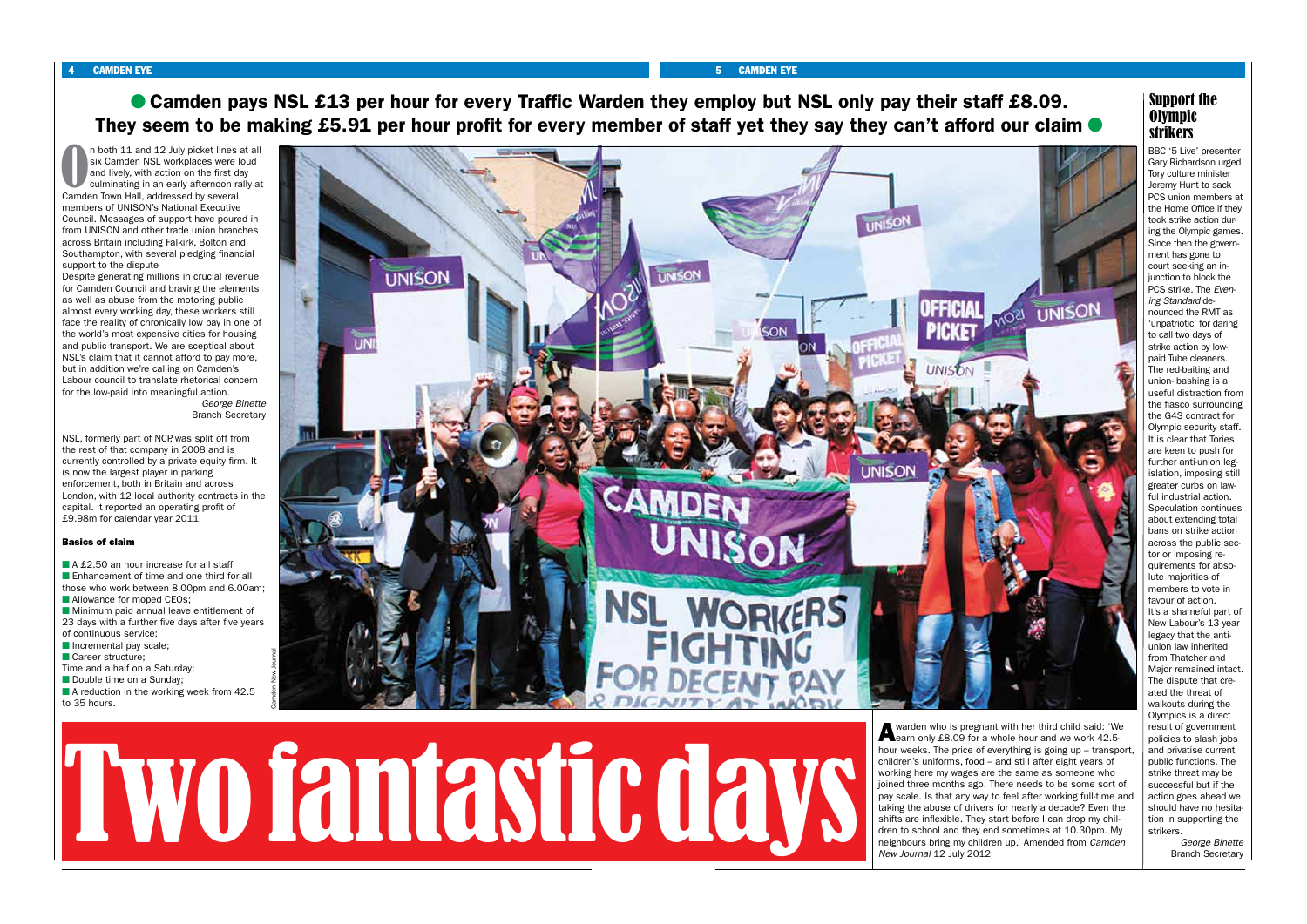**Camden pays NSL £13 per hour for every Traffic Warden they employ but NSL only pay their staff £8.09. They seem to be making £5.91 per hour profit for every member of staff yet they say they can't afford our claim**

# Two fantastic days

On both 11 and 12 July picket lines at all six Camden NSL workplaces were loud and lively, with action on the first day culminating in an early afternoon rally at Camden Town Hall, addressed by several members of UNISON's National Executive Council. Messages of support have poured in from UNISON and other trade union branches across Britain including Falkirk, Bolton and Southampton, with several pledging financial support to the dispute

Despite generating millions in crucial revenue for Camden Council and braving the elements as well as abuse from the motoring public almost every working day, these workers still face the reality of chronically low pay in one of the world's most expensive cities for housing and public transport. We are sceptical about NSL's claim that it cannot afford to pay more, but in addition we're calling on Camden's Labour council to translate rhetorical concern for the low-paid into meaningful action.

*George Binette*
Branch Secretary

NSL, formerly part of NCP was split off from the rest of that company in 2008 and is currently controlled by a private equity firm. It is now the largest player in parking enforcement, both in Britain and across London, with 12 local authority contracts in the capital. It reported an operating profit of £9.98m for calendar year 2011

### Basics of claim

- A £2.50 an hour increase for all staff
- Enhancement of time and one third for all those who work between 8.00pm and 6.00am;
- Allowance for moped CEOs;
- Minimum paid annual leave entitlement of 23 days with a further five days after five years of continuous service;
- Incremental pay scale;
- Career structure;
- Time and a half on a Saturday;
- Double time on a Sunday;
- A reduction in the working week from 42.5 to 35 hours.

Camden New Journal

A warden who is pregnant with her third child said: 'We earn only £8.09 for a whole hour and we work 42.5-hour weeks. The price of everything is going up – transport, children's uniforms, food – and still after eight years of working here my wages are the same as someone who joined three months ago. There needs to be some sort of pay scale. Is that any way to feel after working full-time and taking the abuse of drivers for nearly a decade? Even the shifts are inflexible. They start before I can drop my children to school and they end sometimes at 10.30pm. My neighbours bring my children up.' Amended from *Camden New Journal* 12 July 2012

## Support the Olympic strikers

BBC '5 Live' presenter Gary Richardson urged Tory culture minister Jeremy Hunt to sack PCS union members at the Home Office if they took strike action during the Olympic games. Since then the government has gone to court seeking an injunction to block the PCS strike. The *Evening Standard* denounced the RMT as 'unpatriotic' for daring to call two days of strike action by low-paid Tube cleaners. The red-baiting and union- bashing is a useful distraction from the fiasco surrounding the G4S contract for Olympic security staff. It is clear that Tories are keen to push for further anti-union legislation, imposing still greater curbs on lawful industrial action. Speculation continues about extending total bans on strike action across the public sector or imposing requirements for absolute majorities of members to vote in favour of action. It's a shameful part of New Labour's 13 year legacy that the anti-union law inherited from Thatcher and Major remained intact. The dispute that created the threat of walkouts during the Olympics is a direct result of government policies to slash jobs and privatise current public functions. The strike threat may be successful but if the action goes ahead we should have no hesitation in supporting the strikers.

*George Binette*
Branch Secretary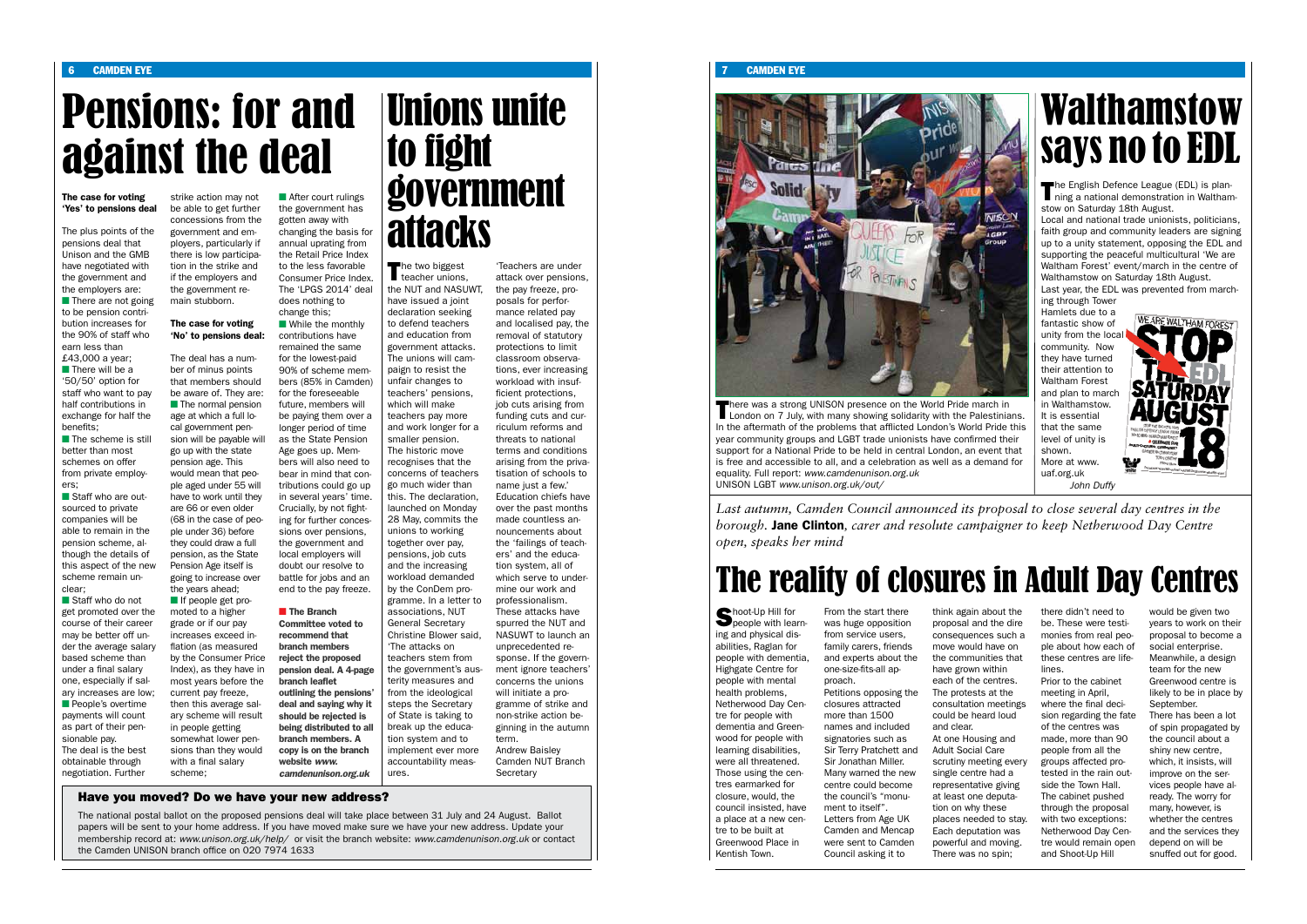# Pensions: for and against the deal

**The case for voting 'Yes' to pensions deal**

The plus points of the pensions deal that Unison and the GMB have negotiated with the government and the employers are:

- There are not going to be pension contribution increases for the 90% of staff who earn less than £43,000 a year;
- There will be a '50/50' option for staff who want to pay half contributions in exchange for half the benefits;
- The scheme is still better than most schemes on offer from private employers;
- Staff who are outsourced to private companies will be able to remain in the pension scheme, although the details of this aspect of the new scheme remain unclear;
- Staff who do not get promoted over the course of their career may be better off under the average salary based scheme than under a final salary one, especially if salary increases are low;
- People's overtime payments will count as part of their pensionable pay.

The deal is the best obtainable through negotiation. Further strike action may not be able to get further concessions from the government and employers, particularly if there is low participation in the strike and if the employers and the government remain stubborn.

**The case for voting 'No' to pensions deal:**

The deal has a number of minus points that members should be aware of. They are:

- The normal pension age at which a full local government pension will be payable will go up with the state pension age. This would mean that people aged under 55 will have to work until they are 66 or even older (68 in the case of people under 36) before they could draw a full pension, as the State Pension Age itself is going to increase over the years ahead;
- If people get promoted to a higher grade or if our pay increases exceed inflation (as measured by the Consumer Price Index), as they have in most years before the current pay freeze, then this average salary scheme will result in people getting somewhat lower pensions than they would with a final salary scheme;
- After court rulings the government has gotten away with changing the basis for annual uprating from the Retail Price Index to the less favorable Consumer Price Index. The 'LPGS 2014' deal does nothing to change this;
- While the monthly contributions have remained the same for the lowest-paid 90% of scheme members (85% in Camden) for the foreseeable future, members will be paying them over a longer period of time as the State Pension Age goes up. Members will also need to bear in mind that contributions could go up in several years' time. Crucially, by not fighting for further concessions over pensions, the government and local employers will doubt our resolve to battle for jobs and an end to the pay freeze.

**■ The Branch Committee voted to recommend that branch members reject the proposed pension deal. A 4-page branch leaflet outlining the pensions' deal and saying why it should be rejected is being distributed to all branch members. A copy is on the branch website *www. camdenunison.org.uk***

# Unions unite to fight government attacks

The two biggest teacher unions, the NUT and NASUWT, have issued a joint declaration seeking to defend teachers and education from government attacks. The unions will campaign to resist the unfair changes to teachers' pensions, which will make teachers pay more and work longer for a smaller pension. The historic move recognises that the concerns of teachers go much wider than this. The declaration, launched on Monday 28 May, commits the unions to working together over pay, pensions, job cuts and the increasing workload demanded by the ConDem programme. In a letter to associations, NUT General Secretary Christine Blower said, 'The attacks on teachers stem from the government's austerity measures and from the ideological steps the Secretary of State is taking to break up the education system and to implement ever more accountability measures.

'Teachers are under attack over pensions, the pay freeze, proposals for performance related pay and localised pay, the removal of statutory protections to limit classroom observations, ever increasing workload with insufficient protections, job cuts arising from funding cuts and curriculum reforms and threats to national terms and conditions arising from the privatisation of schools to name just a few.' Education chiefs have over the past months made countless announcements about the 'failings of teachers' and the education system, all of which serve to undermine our work and professionalism. These attacks have spurred the NUT and NASUWT to launch an unprecedented response. If the government ignore teachers' concerns the unions will initiate a programme of strike and non-strike action beginning in the autumn term.

Andrew Baisley
Camden NUT Branch Secretary

### Have you moved? Do we have your new address?

The national postal ballot on the proposed pensions deal will take place between 31 July and 24 August. Ballot papers will be sent to your home address. If you have moved make sure we have your new address. Update your membership record at: *www.unison.org.uk/help/* or visit the branch website: *www.camdenunison.org.uk* or contact the Camden UNISON branch office on 020 7974 1633

There was a strong UNISON presence on the World Pride march in London on 7 July, with many showing solidarity with the Palestinians. In the aftermath of the problems that afflicted London's World Pride this year community groups and LGBT trade unionists have confirmed their support for a National Pride to be held in central London, an event that is free and accessible to all, and a celebration as well as a demand for equality. Full report: *www.camdenunison.org.uk*
UNISON LGBT *www.unison.org.uk/out/*

# Walthamstow says no to EDL

The English Defence League (EDL) is planning a national demonstration in Walthamstow on Saturday 18th August.

Local and national trade unionists, politicians, faith group and community leaders are signing up to a unity statement, opposing the EDL and supporting the peaceful multicultural 'We are Waltham Forest' event/march in the centre of Walthamstow on Saturday 18th August.

Last year, the EDL was prevented from marching through Tower Hamlets due to a fantastic show of unity from the local community. Now they have turned their attention to Waltham Forest and plan to march in Walthamstow. It is essential that the same level of unity is shown. More at www. uaf.org.uk

*John Duffy*

*Last autumn, Camden Council announced its proposal to close several day centres in the borough.* **Jane Clinton***, carer and resolute campaigner to keep Netherwood Day Centre open, speaks her mind*

# The reality of closures in Adult Day Centres

Shoot-Up Hill for people with learning and physical disabilities, Raglan for people with dementia, Highgate Centre for people with mental health problems, Netherwood Day Centre for people with dementia and Greenwood for people with learning disabilities, were all threatened. Those using the centres earmarked for closure, would, the council insisted, have a place at a new centre to be built at Greenwood Place in Kentish Town.

From the start there was huge opposition from service users, family carers, friends and experts about the one-size-fits-all approach.

Petitions opposing the closures attracted more than 1500 names and included signatories such as Sir Terry Pratchett and Sir Jonathan Miller. Many warned the new centre could become the council's "monument to itself". Letters from Age UK Camden and Mencap were sent to Camden Council asking it to think again about the proposal and the dire consequences such a move would have on the communities that have grown within each of the centres. The protests at the consultation meetings could be heard loud and clear.

At one Housing and Adult Social Care scrutiny meeting every single centre had a representative giving at least one deputation on why these places needed to stay. Each deputation was powerful and moving. There was no spin; there didn't need to be. These were testimonies from real people about how each of these centres are lifelines.

Prior to the cabinet meeting in April, where the final decision regarding the fate of the centres was made, more than 90 people from all the groups affected protested in the rain outside the Town Hall. The cabinet pushed through the proposal with two exceptions: Netherwood Day Centre would remain open and Shoot-Up Hill would be given two years to work on their proposal to become a social enterprise. Meanwhile, a design team for the new Greenwood centre is likely to be in place by September.

There has been a lot of spin propagated by the council about a shiny new centre, which, it insists, will improve on the services people have already. The worry for many, however, is whether the centres and the services they depend on will be snuffed out for good.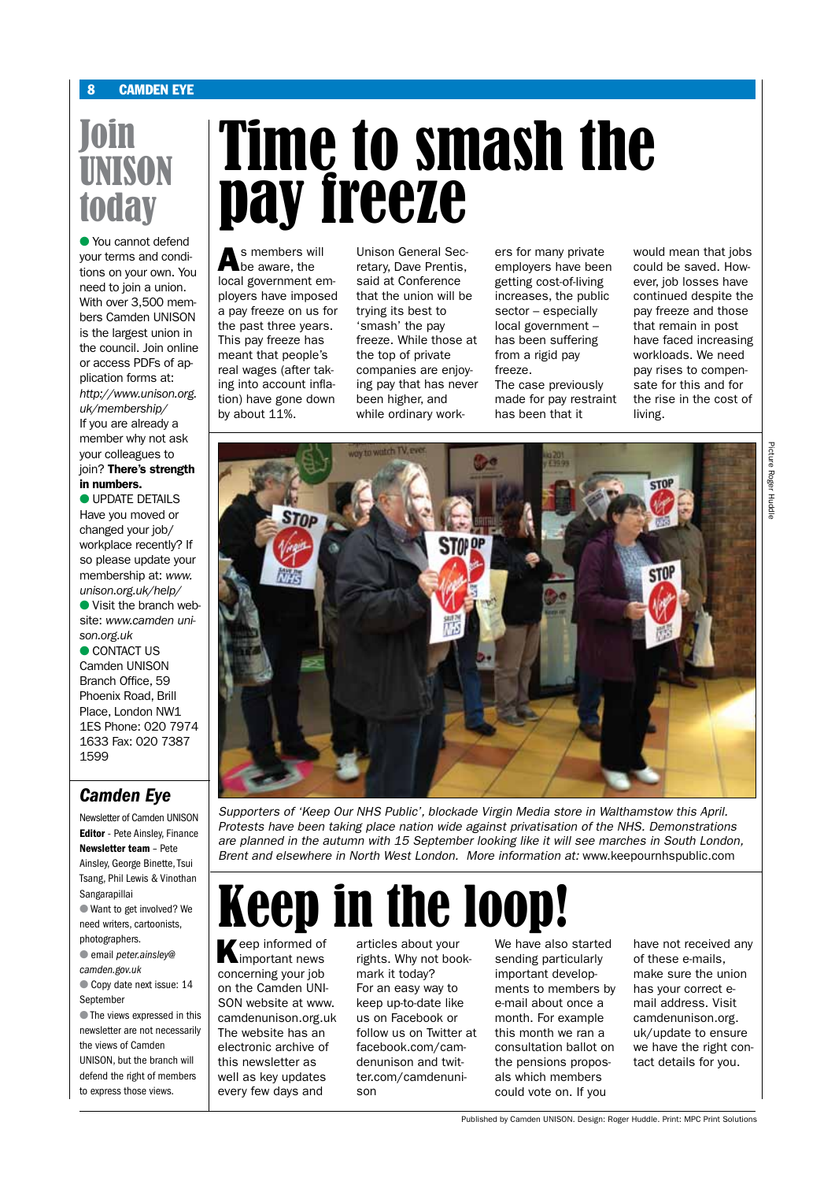# Time to smash the pay freeze

As members will be aware, the local government employers have imposed a pay freeze on us for the past three years. This pay freeze has meant that people's real wages (after taking into account inflation) have gone down by about 11%.

Unison General Secretary, Dave Prentis, said at Conference that the union will be trying its best to 'smash' the pay freeze. While those at the top of private companies are enjoying pay that has never been higher, and while ordinary workers for many private employers have been getting cost-of-living increases, the public sector – especially local government – has been suffering from a rigid pay freeze.

The case previously made for pay restraint has been that it would mean that jobs could be saved. However, job losses have continued despite the pay freeze and those that remain in post have faced increasing workloads. We need pay rises to compensate for this and for the rise in the cost of living.

Picture Roger Huddle

*Supporters of 'Keep Our NHS Public', blockade Virgin Media store in Walthamstow this April. Protests have been taking place nation wide against privatisation of the NHS. Demonstrations are planned in the autumn with 15 September looking like it will see marches in South London, Brent and elsewhere in North West London. More information at:* www.keepournhspublic.com

# Keep in the loop!

Keep informed of important news concerning your job on the Camden UNISON website at www.camdenunison.org.uk The website has an electronic archive of this newsletter as well as key updates every few days and articles about your rights. Why not bookmark it today?

For an easy way to keep up-to-date like us on Facebook or follow us on Twitter at facebook.com/camdenunison and twitter.com/camdenunison

We have also started sending particularly important developments to members by e-mail about once a month. For example this month we ran a consultation ballot on the pensions proposals which members could vote on. If you have not received any of these e-mails, make sure the union has your correct e-mail address. Visit camdenunison.org.uk/update to ensure we have the right contact details for you.

## Join UNISON today

● You cannot defend your terms and conditions on your own. You need to join a union. With over 3,500 members Camden UNISON is the largest union in the council. Join online or access PDFs of application forms at: *http://www.unison.org.uk/membership/*

If you are already a member why not ask your colleagues to join? **There's strength in numbers.**

● UPDATE DETAILS
Have you moved or changed your job/workplace recently? If so please update your membership at: *www.unison.org.uk/help/*

● Visit the branch website: *www.camden unison.org.uk*

● CONTACT US
Camden UNISON Branch Office, 59 Phoenix Road, Brill Place, London NW1 1ES Phone: 020 7974 1633 Fax: 020 7387 1599

## *Camden Eye*

Newsletter of Camden UNISON

**Editor** - Pete Ainsley, Finance

**Newsletter team** – Pete Ainsley, George Binette, Tsui Tsang, Phil Lewis & Vinothan Sangarapillai

● Want to get involved? We need writers, cartoonists, photographers.

● email *peter.ainsley@camden.gov.uk*

● Copy date next issue: 14 September

● The views expressed in this newsletter are not necessarily the views of Camden UNISON, but the branch will defend the right of members to express those views.

Published by Camden UNISON. Design: Roger Huddle. Print: MPC Print Solutions